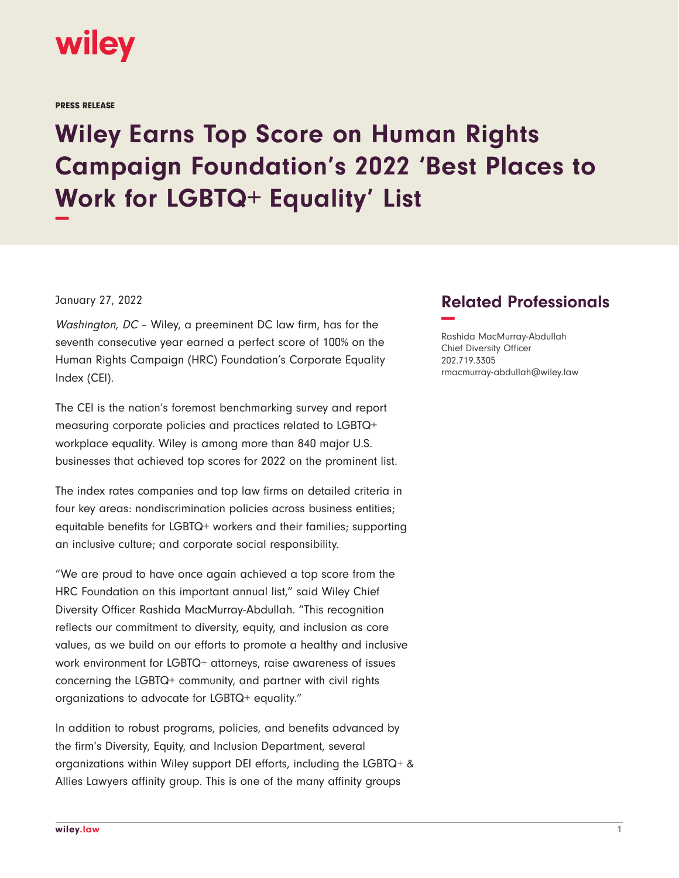**PRESS RELEASE**

# Wiley Earns Top Score on Human Rights Campaign Foundation's 2022 'Best Places to Work for LGBTQ+ Equality' List

January 27, 2022

*Washington, DC* – Wiley, a preeminent DC law firm, has for the seventh consecutive year earned a perfect score of 100% on the Human Rights Campaign (HRC) Foundation's Corporate Equality Index (CEI).

The CEI is the nation's foremost benchmarking survey and report measuring corporate policies and practices related to LGBTQ+ workplace equality. Wiley is among more than 840 major U.S. businesses that achieved top scores for 2022 on the prominent list.

The index rates companies and top law firms on detailed criteria in four key areas: nondiscrimination policies across business entities; equitable benefits for LGBTQ+ workers and their families; supporting an inclusive culture; and corporate social responsibility.

"We are proud to have once again achieved a top score from the HRC Foundation on this important annual list," said Wiley Chief Diversity Officer Rashida MacMurray-Abdullah. "This recognition reflects our commitment to diversity, equity, and inclusion as core values, as we build on our efforts to promote a healthy and inclusive work environment for LGBTQ+ attorneys, raise awareness of issues concerning the LGBTQ+ community, and partner with civil rights organizations to advocate for LGBTQ+ equality."

In addition to robust programs, policies, and benefits advanced by the firm's Diversity, Equity, and Inclusion Department, several organizations within Wiley support DEI efforts, including the LGBTQ+ & Allies Lawyers affinity group. This is one of the many affinity groups

## Related Professionals

Rashida MacMurray-Abdullah
Chief Diversity Officer
202.719.3305
rmacmurray-abdullah@wiley.law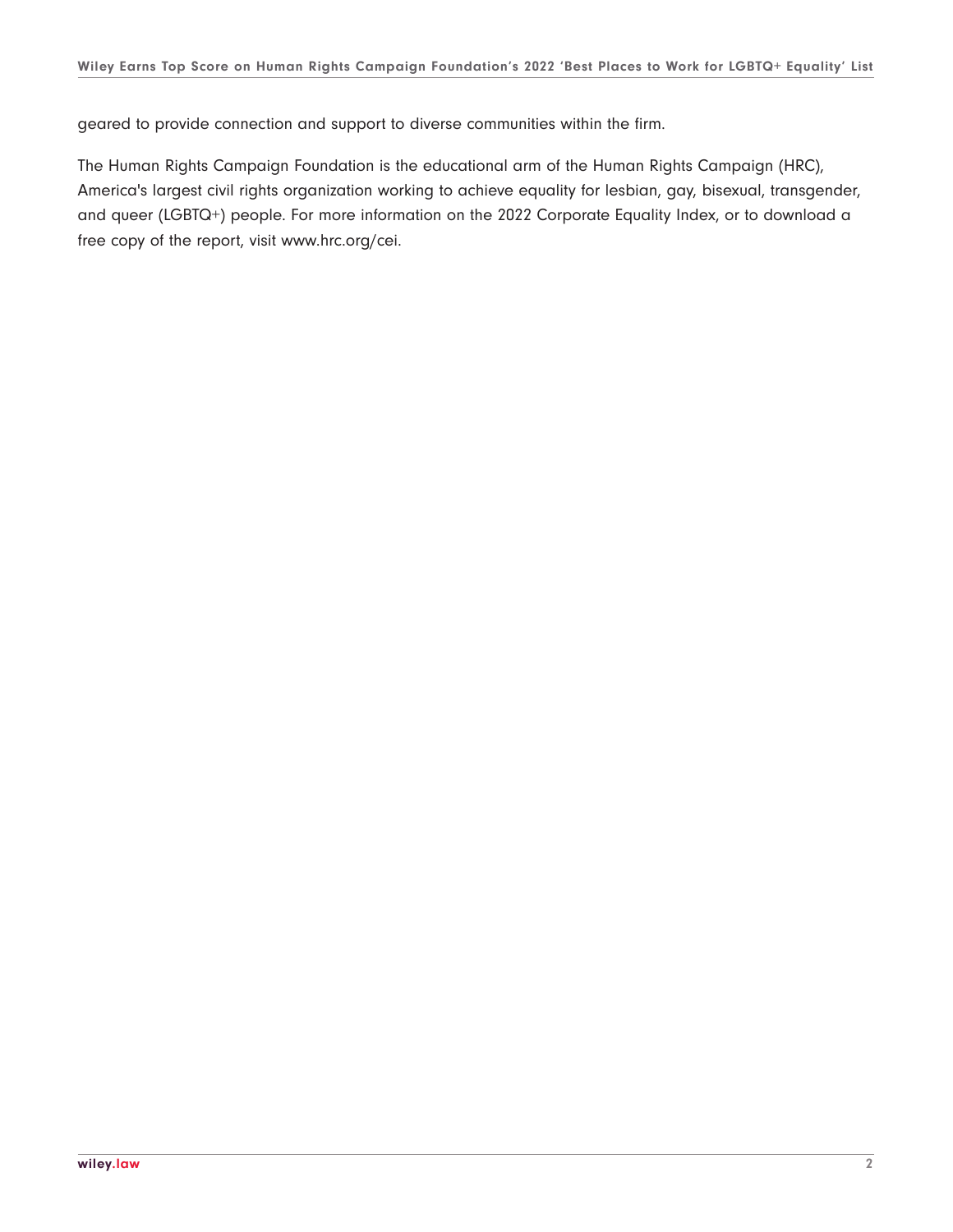geared to provide connection and support to diverse communities within the firm.

The Human Rights Campaign Foundation is the educational arm of the Human Rights Campaign (HRC), America's largest civil rights organization working to achieve equality for lesbian, gay, bisexual, transgender, and queer (LGBTQ+) people. For more information on the 2022 Corporate Equality Index, or to download a free copy of the report, visit www.hrc.org/cei.